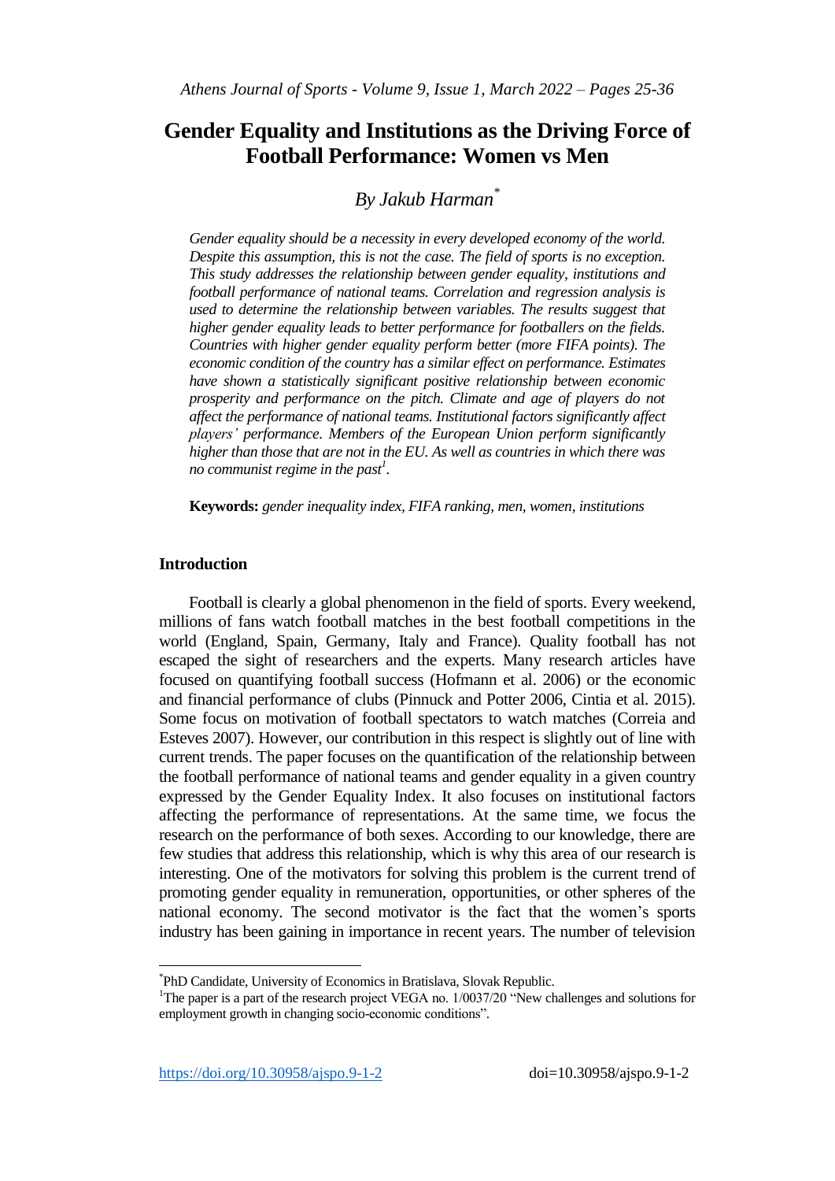# Gender Equality and Institutions as the Driving Force of Football Performance: Women vs Men

*By Jakub Harman[*]*

*Gender equality should be a necessity in every developed economy of the world. Despite this assumption, this is not the case. The field of sports is no exception. This study addresses the relationship between gender equality, institutions and football performance of national teams. Correlation and regression analysis is used to determine the relationship between variables. The results suggest that higher gender equality leads to better performance for footballers on the fields. Countries with higher gender equality perform better (more FIFA points). The economic condition of the country has a similar effect on performance. Estimates have shown a statistically significant positive relationship between economic prosperity and performance on the pitch. Climate and age of players do not affect the performance of national teams. Institutional factors significantly affect players' performance. Members of the European Union perform significantly higher than those that are not in the EU. As well as countries in which there was no communist regime in the past[1].*

**Keywords:** *gender inequality index, FIFA ranking, men, women, institutions*

## Introduction

Football is clearly a global phenomenon in the field of sports. Every weekend, millions of fans watch football matches in the best football competitions in the world (England, Spain, Germany, Italy and France). Quality football has not escaped the sight of researchers and the experts. Many research articles have focused on quantifying football success (Hofmann et al. 2006) or the economic and financial performance of clubs (Pinnuck and Potter 2006, Cintia et al. 2015). Some focus on motivation of football spectators to watch matches (Correia and Esteves 2007). However, our contribution in this respect is slightly out of line with current trends. The paper focuses on the quantification of the relationship between the football performance of national teams and gender equality in a given country expressed by the Gender Equality Index. It also focuses on institutional factors affecting the performance of representations. At the same time, we focus the research on the performance of both sexes. According to our knowledge, there are few studies that address this relationship, which is why this area of our research is interesting. One of the motivators for solving this problem is the current trend of promoting gender equality in remuneration, opportunities, or other spheres of the national economy. The second motivator is the fact that the women's sports industry has been gaining in importance in recent years. The number of television

---

[*] PhD Candidate, University of Economics in Bratislava, Slovak Republic.

[1] The paper is a part of the research project VEGA no. 1/0037/20 "New challenges and solutions for employment growth in changing socio-economic conditions".

https://doi.org/10.30958/ajspo.9-1-2 doi=10.30958/ajspo.9-1-2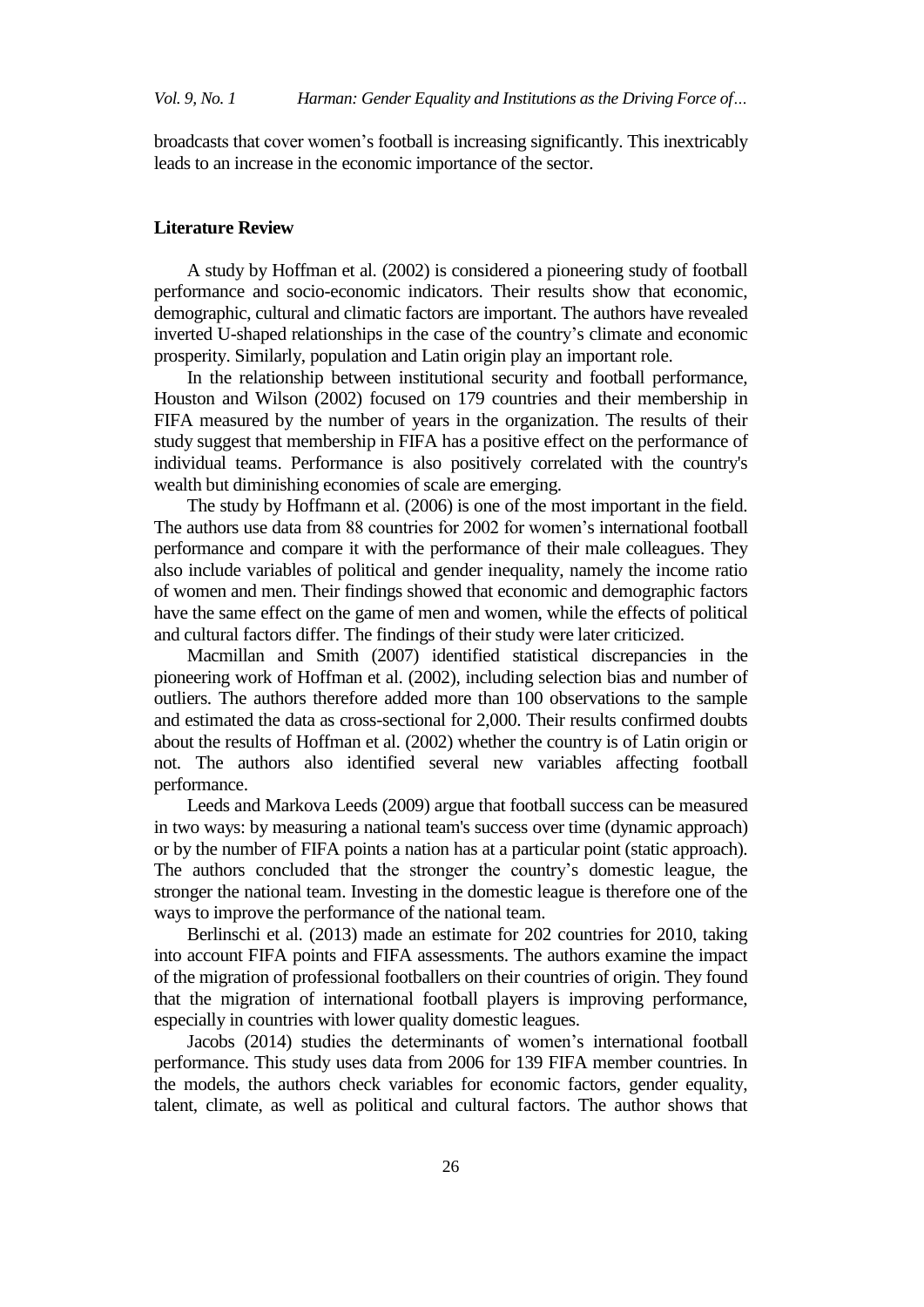broadcasts that cover women's football is increasing significantly. This inextricably leads to an increase in the economic importance of the sector.

## Literature Review

A study by Hoffman et al. (2002) is considered a pioneering study of football performance and socio-economic indicators. Their results show that economic, demographic, cultural and climatic factors are important. The authors have revealed inverted U-shaped relationships in the case of the country's climate and economic prosperity. Similarly, population and Latin origin play an important role.

In the relationship between institutional security and football performance, Houston and Wilson (2002) focused on 179 countries and their membership in FIFA measured by the number of years in the organization. The results of their study suggest that membership in FIFA has a positive effect on the performance of individual teams. Performance is also positively correlated with the country's wealth but diminishing economies of scale are emerging.

The study by Hoffmann et al. (2006) is one of the most important in the field. The authors use data from 88 countries for 2002 for women's international football performance and compare it with the performance of their male colleagues. They also include variables of political and gender inequality, namely the income ratio of women and men. Their findings showed that economic and demographic factors have the same effect on the game of men and women, while the effects of political and cultural factors differ. The findings of their study were later criticized.

Macmillan and Smith (2007) identified statistical discrepancies in the pioneering work of Hoffman et al. (2002), including selection bias and number of outliers. The authors therefore added more than 100 observations to the sample and estimated the data as cross-sectional for 2,000. Their results confirmed doubts about the results of Hoffman et al. (2002) whether the country is of Latin origin or not. The authors also identified several new variables affecting football performance.

Leeds and Markova Leeds (2009) argue that football success can be measured in two ways: by measuring a national team's success over time (dynamic approach) or by the number of FIFA points a nation has at a particular point (static approach). The authors concluded that the stronger the country's domestic league, the stronger the national team. Investing in the domestic league is therefore one of the ways to improve the performance of the national team.

Berlinschi et al. (2013) made an estimate for 202 countries for 2010, taking into account FIFA points and FIFA assessments. The authors examine the impact of the migration of professional footballers on their countries of origin. They found that the migration of international football players is improving performance, especially in countries with lower quality domestic leagues.

Jacobs (2014) studies the determinants of women's international football performance. This study uses data from 2006 for 139 FIFA member countries. In the models, the authors check variables for economic factors, gender equality, talent, climate, as well as political and cultural factors. The author shows that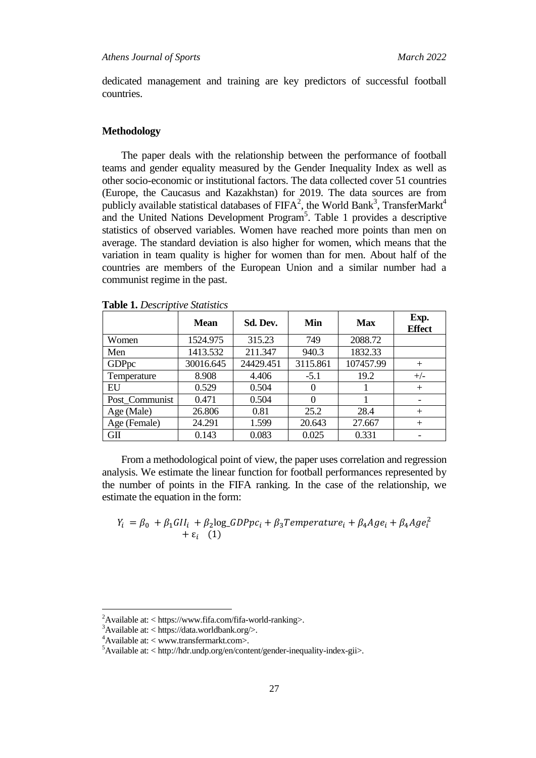dedicated management and training are key predictors of successful football countries.

## Methodology

The paper deals with the relationship between the performance of football teams and gender equality measured by the Gender Inequality Index as well as other socio-economic or institutional factors. The data collected cover 51 countries (Europe, the Caucasus and Kazakhstan) for 2019. The data sources are from publicly available statistical databases of FIFA[2], the World Bank[3], TransferMarkt[4] and the United Nations Development Program[5]. Table 1 provides a descriptive statistics of observed variables. Women have reached more points than men on average. The standard deviation is also higher for women, which means that the variation in team quality is higher for women than for men. About half of the countries are members of the European Union and a similar number had a communist regime in the past.

**Table 1.** *Descriptive Statistics*

| | Mean | Sd. Dev. | Min | Max | Exp. Effect |
|---|---|---|---|---|---|
| Women | 1524.975 | 315.23 | 749 | 2088.72 | |
| Men | 1413.532 | 211.347 | 940.3 | 1832.33 | |
| GDPpc | 30016.645 | 24429.451 | 3115.861 | 107457.99 | + |
| Temperature | 8.908 | 4.406 | -5.1 | 19.2 | +/- |
| EU | 0.529 | 0.504 | 0 | 1 | + |
| Post_Communist | 0.471 | 0.504 | 0 | 1 | - |
| Age (Male) | 26.806 | 0.81 | 25.2 | 28.4 | + |
| Age (Female) | 24.291 | 1.599 | 20.643 | 27.667 | + |
| GII | 0.143 | 0.083 | 0.025 | 0.331 | - |

From a methodological point of view, the paper uses correlation and regression analysis. We estimate the linear function for football performances represented by the number of points in the FIFA ranking. In the case of the relationship, we estimate the equation in the form:

$$Y_i = \beta_0 + \beta_1 GII_i + \beta_2 \log\_GDPpc_i + \beta_3 Temperature_i + \beta_4 Age_i + \beta_4 Age_i^2 + \varepsilon_i \quad (1)$$

---

[2]Available at: < https://www.fifa.com/fifa-world-ranking>.

[3]Available at: < https://data.worldbank.org/>.

[4]Available at: < www.transfermarkt.com>.

[5]Available at: < http://hdr.undp.org/en/content/gender-inequality-index-gii>.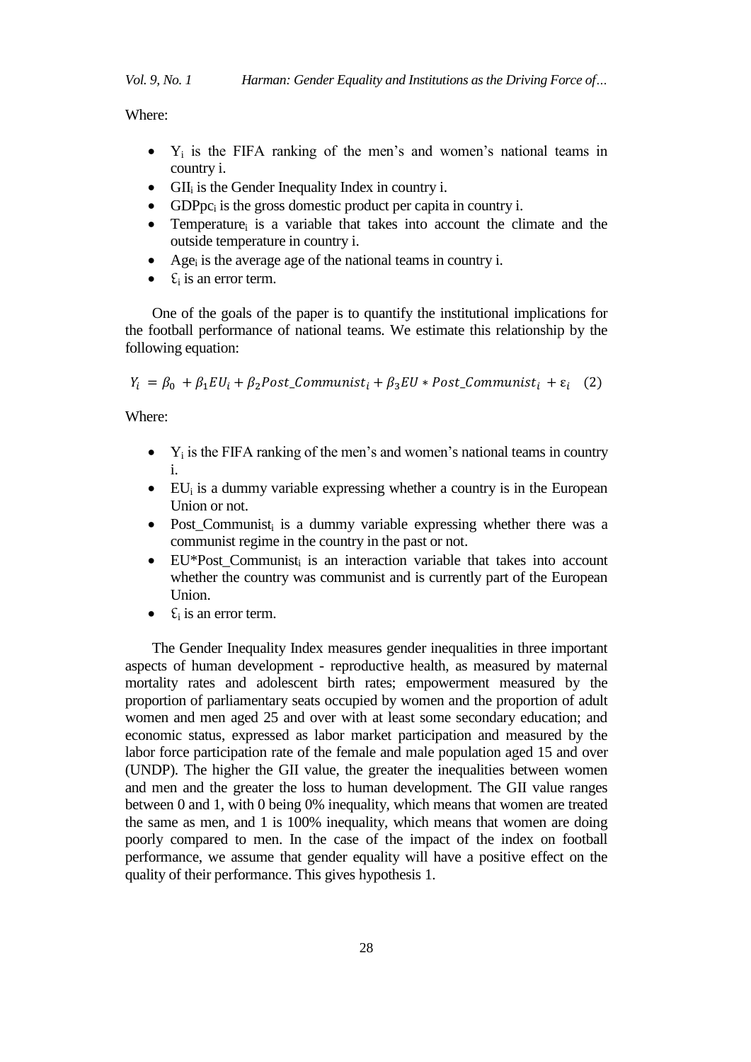Where:

- $Y_i$ is the FIFA ranking of the men's and women's national teams in country i.
- $GII_i$ is the Gender Inequality Index in country i.
- $GDPpc_i$ is the gross domestic product per capita in country i.
- $Temperature_i$ is a variable that takes into account the climate and the outside temperature in country i.
- $Age_i$ is the average age of the national teams in country i.
- $\varepsilon_i$ is an error term.

One of the goals of the paper is to quantify the institutional implications for the football performance of national teams. We estimate this relationship by the following equation:

$$Y_i = \beta_0 + \beta_1 EU_i + \beta_2 Post\_Communist_i + \beta_3 EU * Post\_Communist_i + \varepsilon_i \quad (2)$$

Where:

- $Y_i$ is the FIFA ranking of the men's and women's national teams in country i.
- $EU_i$ is a dummy variable expressing whether a country is in the European Union or not.
- $Post\_Communist_i$ is a dummy variable expressing whether there was a communist regime in the country in the past or not.
- $EU*Post\_Communist_i$ is an interaction variable that takes into account whether the country was communist and is currently part of the European Union.
- $\varepsilon_i$ is an error term.

The Gender Inequality Index measures gender inequalities in three important aspects of human development - reproductive health, as measured by maternal mortality rates and adolescent birth rates; empowerment measured by the proportion of parliamentary seats occupied by women and the proportion of adult women and men aged 25 and over with at least some secondary education; and economic status, expressed as labor market participation and measured by the labor force participation rate of the female and male population aged 15 and over (UNDP). The higher the GII value, the greater the inequalities between women and men and the greater the loss to human development. The GII value ranges between 0 and 1, with 0 being 0% inequality, which means that women are treated the same as men, and 1 is 100% inequality, which means that women are doing poorly compared to men. In the case of the impact of the index on football performance, we assume that gender equality will have a positive effect on the quality of their performance. This gives hypothesis 1.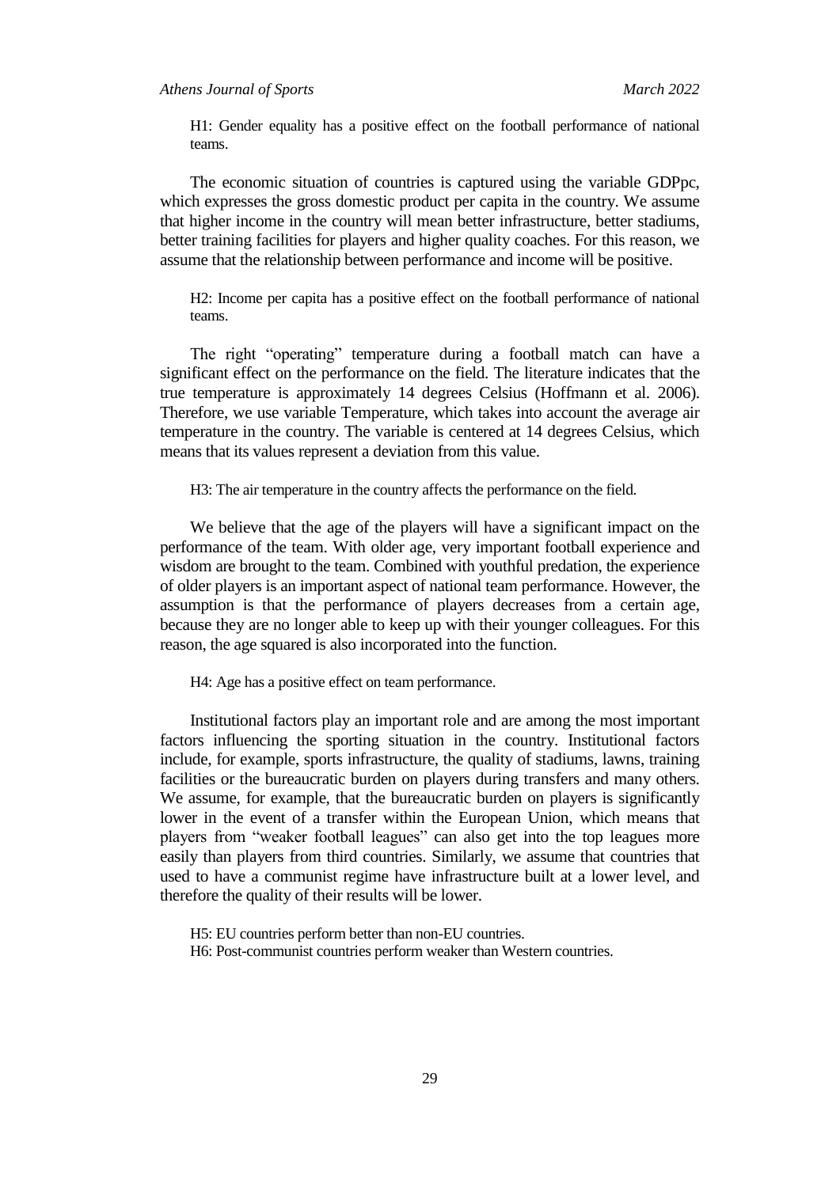H1: Gender equality has a positive effect on the football performance of national teams.

The economic situation of countries is captured using the variable GDPpc, which expresses the gross domestic product per capita in the country. We assume that higher income in the country will mean better infrastructure, better stadiums, better training facilities for players and higher quality coaches. For this reason, we assume that the relationship between performance and income will be positive.

H2: Income per capita has a positive effect on the football performance of national teams.

The right "operating" temperature during a football match can have a significant effect on the performance on the field. The literature indicates that the true temperature is approximately 14 degrees Celsius (Hoffmann et al. 2006). Therefore, we use variable Temperature, which takes into account the average air temperature in the country. The variable is centered at 14 degrees Celsius, which means that its values represent a deviation from this value.

H3: The air temperature in the country affects the performance on the field.

We believe that the age of the players will have a significant impact on the performance of the team. With older age, very important football experience and wisdom are brought to the team. Combined with youthful predation, the experience of older players is an important aspect of national team performance. However, the assumption is that the performance of players decreases from a certain age, because they are no longer able to keep up with their younger colleagues. For this reason, the age squared is also incorporated into the function.

H4: Age has a positive effect on team performance.

Institutional factors play an important role and are among the most important factors influencing the sporting situation in the country. Institutional factors include, for example, sports infrastructure, the quality of stadiums, lawns, training facilities or the bureaucratic burden on players during transfers and many others. We assume, for example, that the bureaucratic burden on players is significantly lower in the event of a transfer within the European Union, which means that players from "weaker football leagues" can also get into the top leagues more easily than players from third countries. Similarly, we assume that countries that used to have a communist regime have infrastructure built at a lower level, and therefore the quality of their results will be lower.

H5: EU countries perform better than non-EU countries.
H6: Post-communist countries perform weaker than Western countries.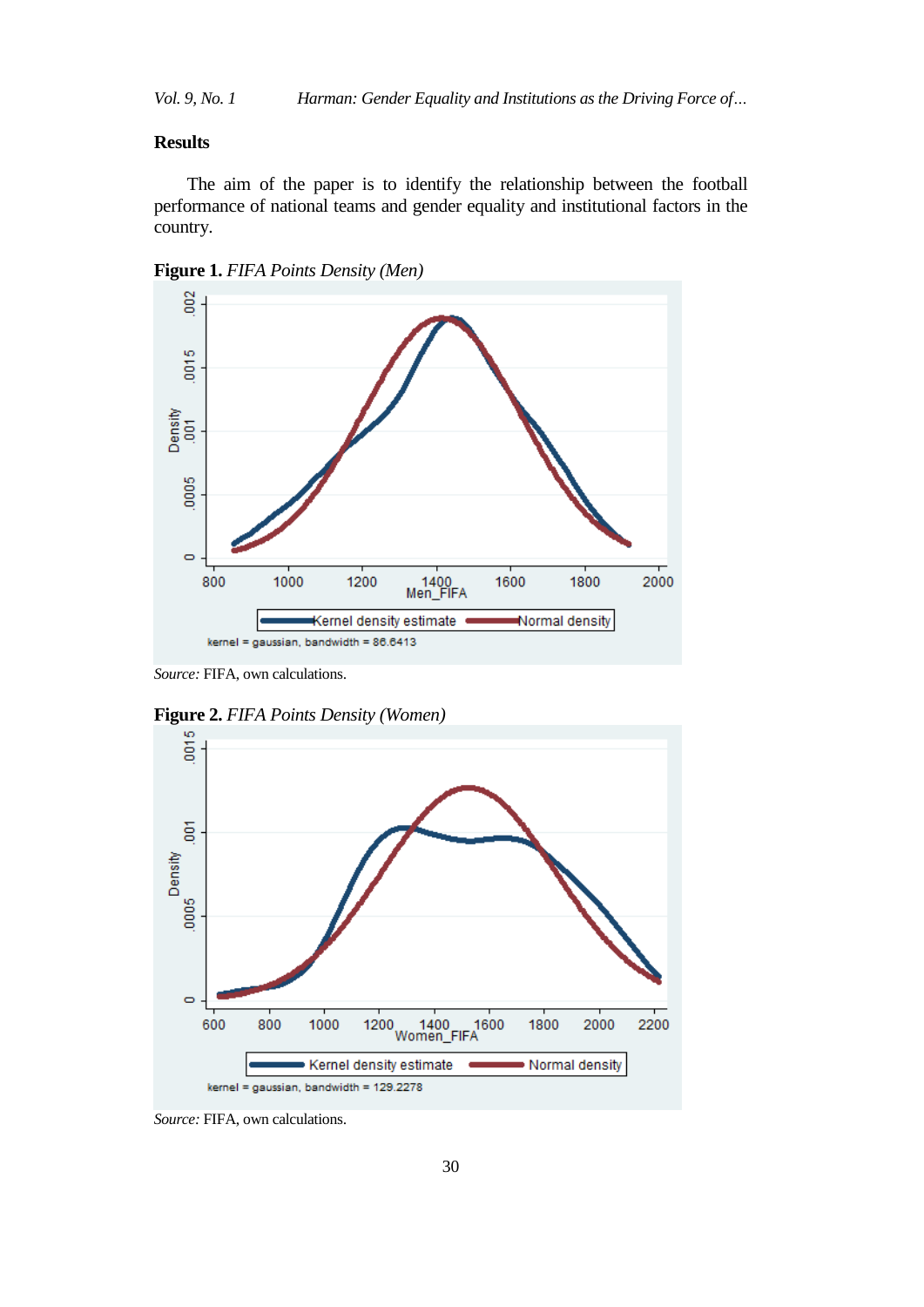## Results

The aim of the paper is to identify the relationship between the football performance of national teams and gender equality and institutional factors in the country.

**Figure 1.** *FIFA Points Density (Men)*

*Source:* FIFA, own calculations.

**Figure 2.** *FIFA Points Density (Women)*

*Source:* FIFA, own calculations.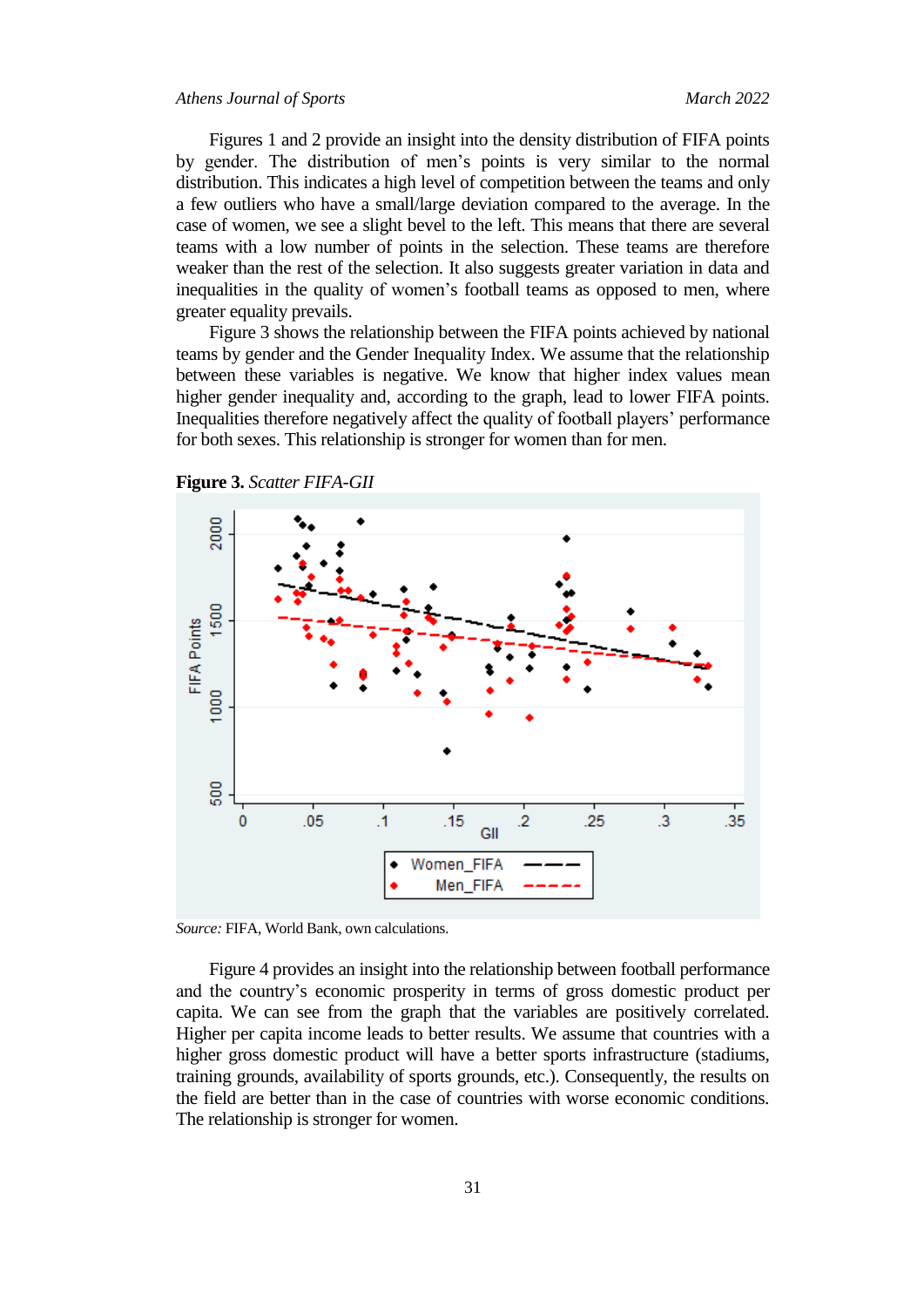Figures 1 and 2 provide an insight into the density distribution of FIFA points by gender. The distribution of men's points is very similar to the normal distribution. This indicates a high level of competition between the teams and only a few outliers who have a small/large deviation compared to the average. In the case of women, we see a slight bevel to the left. This means that there are several teams with a low number of points in the selection. These teams are therefore weaker than the rest of the selection. It also suggests greater variation in data and inequalities in the quality of women's football teams as opposed to men, where greater equality prevails.

Figure 3 shows the relationship between the FIFA points achieved by national teams by gender and the Gender Inequality Index. We assume that the relationship between these variables is negative. We know that higher index values mean higher gender inequality and, according to the graph, lead to lower FIFA points. Inequalities therefore negatively affect the quality of football players' performance for both sexes. This relationship is stronger for women than for men.

**Figure 3.** *Scatter FIFA-GII*

*Source:* FIFA, World Bank, own calculations.

Figure 4 provides an insight into the relationship between football performance and the country's economic prosperity in terms of gross domestic product per capita. We can see from the graph that the variables are positively correlated. Higher per capita income leads to better results. We assume that countries with a higher gross domestic product will have a better sports infrastructure (stadiums, training grounds, availability of sports grounds, etc.). Consequently, the results on the field are better than in the case of countries with worse economic conditions. The relationship is stronger for women.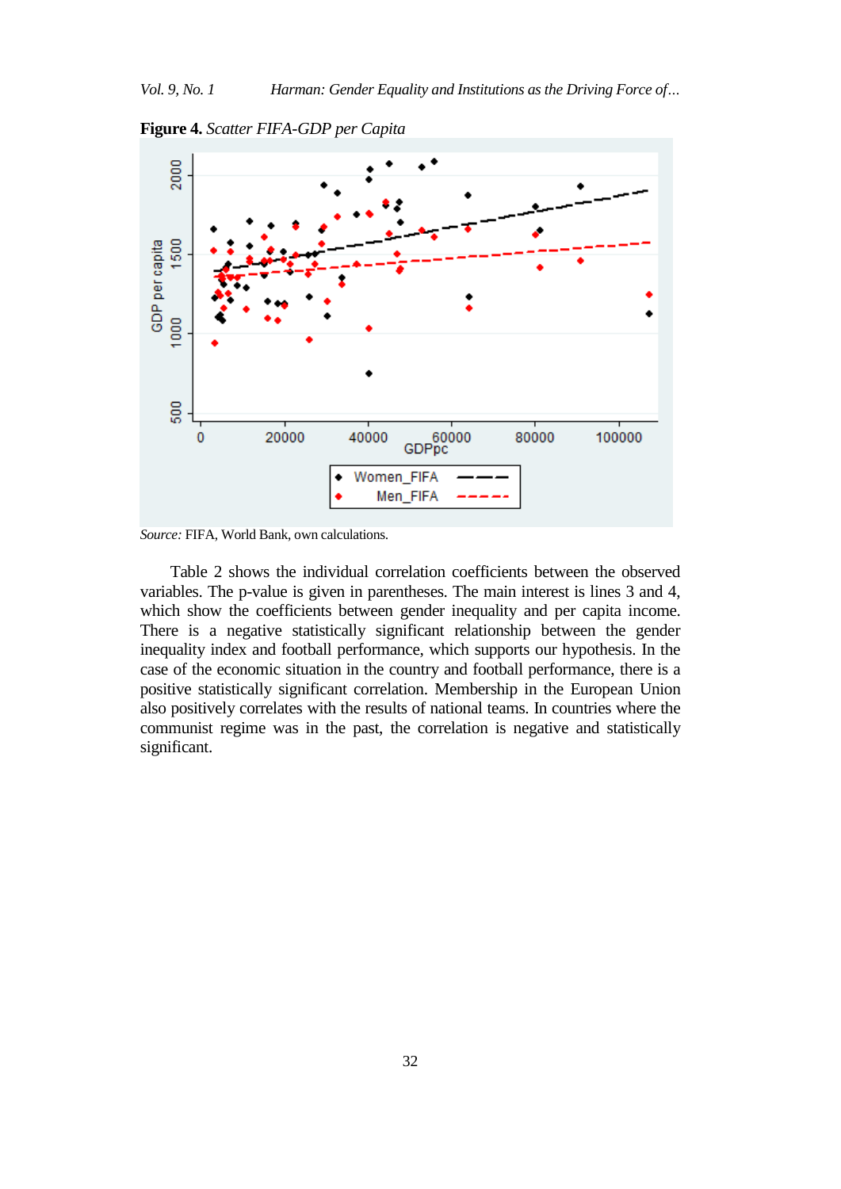**Figure 4.** *Scatter FIFA-GDP per Capita*

*Source:* FIFA, World Bank, own calculations.

Table 2 shows the individual correlation coefficients between the observed variables. The p-value is given in parentheses. The main interest is lines 3 and 4, which show the coefficients between gender inequality and per capita income. There is a negative statistically significant relationship between the gender inequality index and football performance, which supports our hypothesis. In the case of the economic situation in the country and football performance, there is a positive statistically significant correlation. Membership in the European Union also positively correlates with the results of national teams. In countries where the communist regime was in the past, the correlation is negative and statistically significant.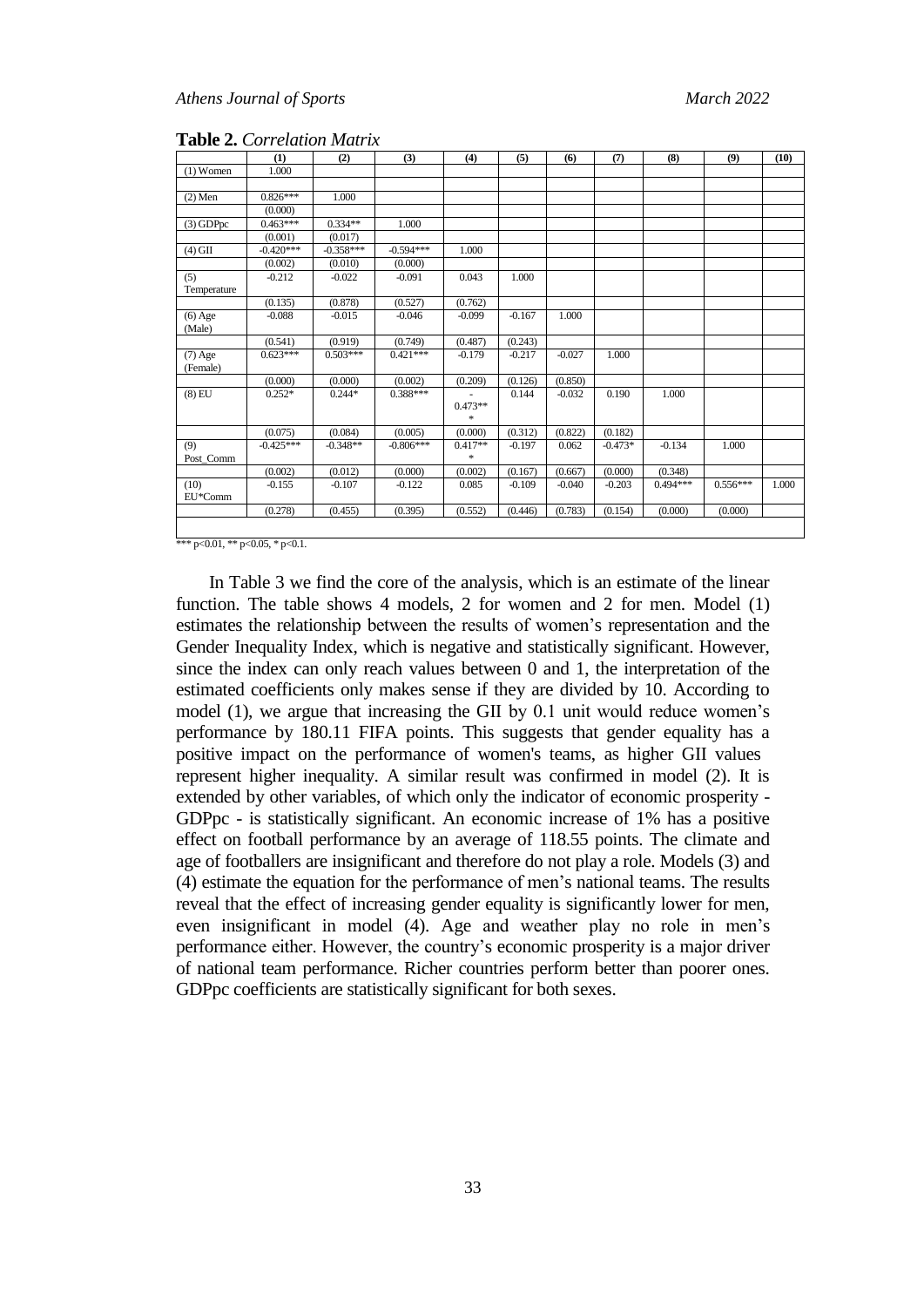**Table 2.** *Correlation Matrix*

| | (1) | (2) | (3) | (4) | (5) | (6) | (7) | (8) | (9) | (10) |
|---|---|---|---|---|---|---|---|---|---|---|
| (1) Women | 1.000 | | | | | | | | | |
| | | | | | | | | | | |
| (2) Men | 0.826*** | 1.000 | | | | | | | | |
| | (0.000) | | | | | | | | | |
| (3) GDPpc | 0.463*** | 0.334** | 1.000 | | | | | | | |
| | (0.001) | (0.017) | | | | | | | | |
| (4) GII | -0.420*** | -0.358*** | -0.594*** | 1.000 | | | | | | |
| | (0.002) | (0.010) | (0.000) | | | | | | | |
| (5) Temperature | -0.212 | -0.022 | -0.091 | 0.043 | 1.000 | | | | | |
| | (0.135) | (0.878) | (0.527) | (0.762) | | | | | | |
| (6) Age (Male) | -0.088 | -0.015 | -0.046 | -0.099 | -0.167 | 1.000 | | | | |
| | (0.541) | (0.919) | (0.749) | (0.487) | (0.243) | | | | | |
| (7) Age (Female) | 0.623*** | 0.503*** | 0.421*** | -0.179 | -0.217 | -0.027 | 1.000 | | | |
| | (0.000) | (0.000) | (0.002) | (0.209) | (0.126) | (0.850) | | | | |
| (8) EU | 0.252* | 0.244* | 0.388*** | -0.473*** | 0.144 | -0.032 | 0.190 | 1.000 | | |
| | (0.075) | (0.084) | (0.005) | (0.000) | (0.312) | (0.822) | (0.182) | | | |
| (9) Post_Comm | -0.425*** | -0.348** | -0.806*** | 0.417*** | -0.197 | 0.062 | -0.473* | -0.134 | 1.000 | |
| | (0.002) | (0.012) | (0.000) | (0.002) | (0.167) | (0.667) | (0.000) | (0.348) | | |
| (10) EU*Comm | -0.155 | -0.107 | -0.122 | 0.085 | -0.109 | -0.040 | -0.203 | 0.494*** | 0.556*** | 1.000 |
| | (0.278) | (0.455) | (0.395) | (0.552) | (0.446) | (0.783) | (0.154) | (0.000) | (0.000) | |

*** p<0.01, ** p<0.05, * p<0.1.

In Table 3 we find the core of the analysis, which is an estimate of the linear function. The table shows 4 models, 2 for women and 2 for men. Model (1) estimates the relationship between the results of women's representation and the Gender Inequality Index, which is negative and statistically significant. However, since the index can only reach values between 0 and 1, the interpretation of the estimated coefficients only makes sense if they are divided by 10. According to model (1), we argue that increasing the GII by 0.1 unit would reduce women's performance by 180.11 FIFA points. This suggests that gender equality has a positive impact on the performance of women's teams, as higher GII values represent higher inequality. A similar result was confirmed in model (2). It is extended by other variables, of which only the indicator of economic prosperity - GDPpc - is statistically significant. An economic increase of 1% has a positive effect on football performance by an average of 118.55 points. The climate and age of footballers are insignificant and therefore do not play a role. Models (3) and (4) estimate the equation for the performance of men's national teams. The results reveal that the effect of increasing gender equality is significantly lower for men, even insignificant in model (4). Age and weather play no role in men's performance either. However, the country's economic prosperity is a major driver of national team performance. Richer countries perform better than poorer ones. GDPpc coefficients are statistically significant for both sexes.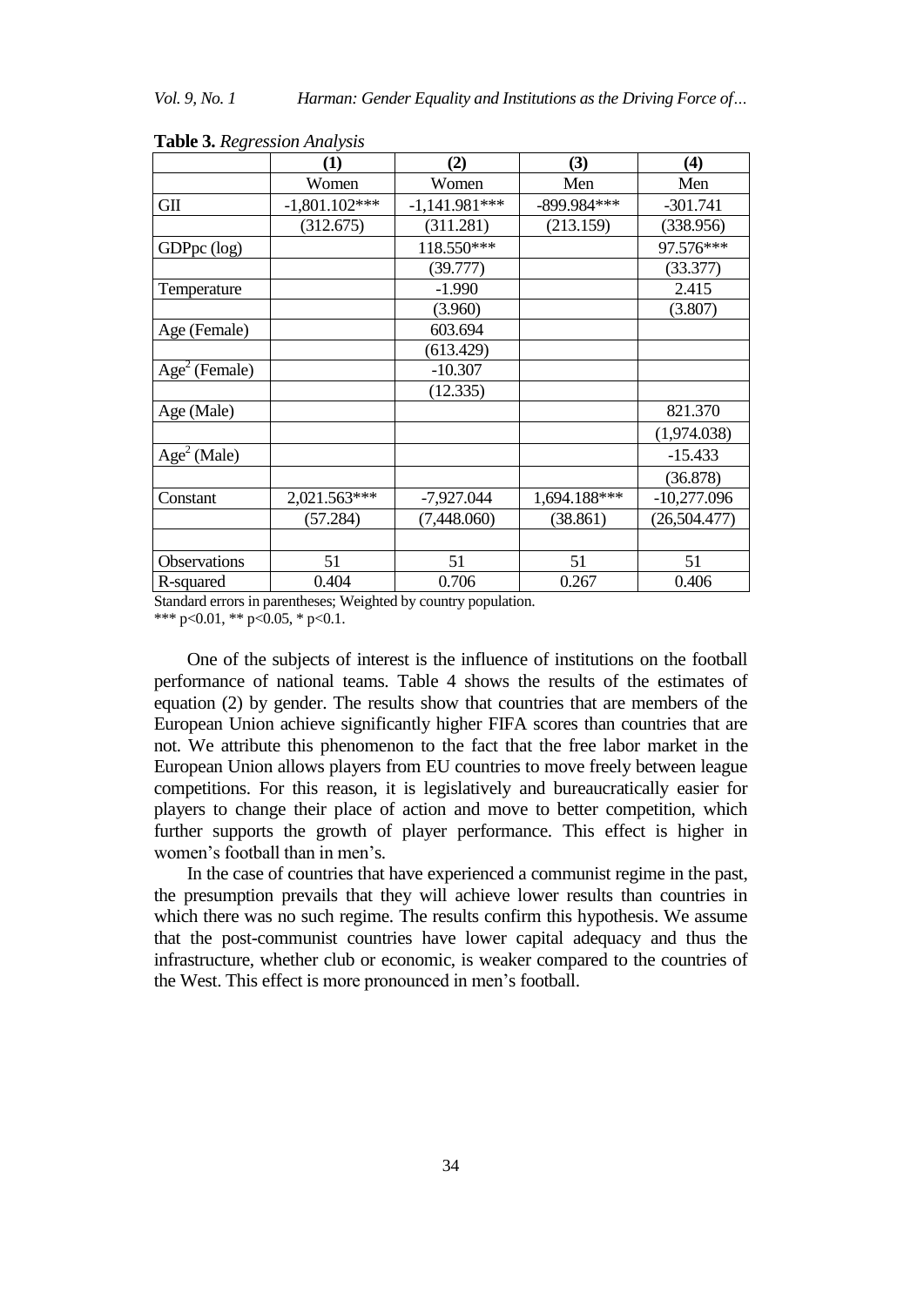**Table 3.** *Regression Analysis*

| | (1) | (2) | (3) | (4) |
|---|---|---|---|---|
| | Women | Women | Men | Men |
| GII | -1,801.102*** | -1,141.981*** | -899.984*** | -301.741 |
| | (312.675) | (311.281) | (213.159) | (338.956) |
| GDPpc (log) | | 118.550*** | | 97.576*** |
| | | (39.777) | | (33.377) |
| Temperature | | -1.990 | | 2.415 |
| | | (3.960) | | (3.807) |
| Age (Female) | | 603.694 | | |
| | | (613.429) | | |
| $Age^2$ (Female) | | -10.307 | | |
| | | (12.335) | | |
| Age (Male) | | | | 821.370 |
| | | | | (1,974.038) |
| $Age^2$ (Male) | | | | -15.433 |
| | | | | (36.878) |
| Constant | 2,021.563*** | -7,927.044 | 1,694.188*** | -10,277.096 |
| | (57.284) | (7,448.060) | (38.861) | (26,504.477) |
| | | | | |
| Observations | 51 | 51 | 51 | 51 |
| R-squared | 0.404 | 0.706 | 0.267 | 0.406 |

Standard errors in parentheses; Weighted by country population.
*** $p<0.01$, ** $p<0.05$, * $p<0.1$.

One of the subjects of interest is the influence of institutions on the football performance of national teams. Table 4 shows the results of the estimates of equation (2) by gender. The results show that countries that are members of the European Union achieve significantly higher FIFA scores than countries that are not. We attribute this phenomenon to the fact that the free labor market in the European Union allows players from EU countries to move freely between league competitions. For this reason, it is legislatively and bureaucratically easier for players to change their place of action and move to better competition, which further supports the growth of player performance. This effect is higher in women's football than in men's.

In the case of countries that have experienced a communist regime in the past, the presumption prevails that they will achieve lower results than countries in which there was no such regime. The results confirm this hypothesis. We assume that the post-communist countries have lower capital adequacy and thus the infrastructure, whether club or economic, is weaker compared to the countries of the West. This effect is more pronounced in men's football.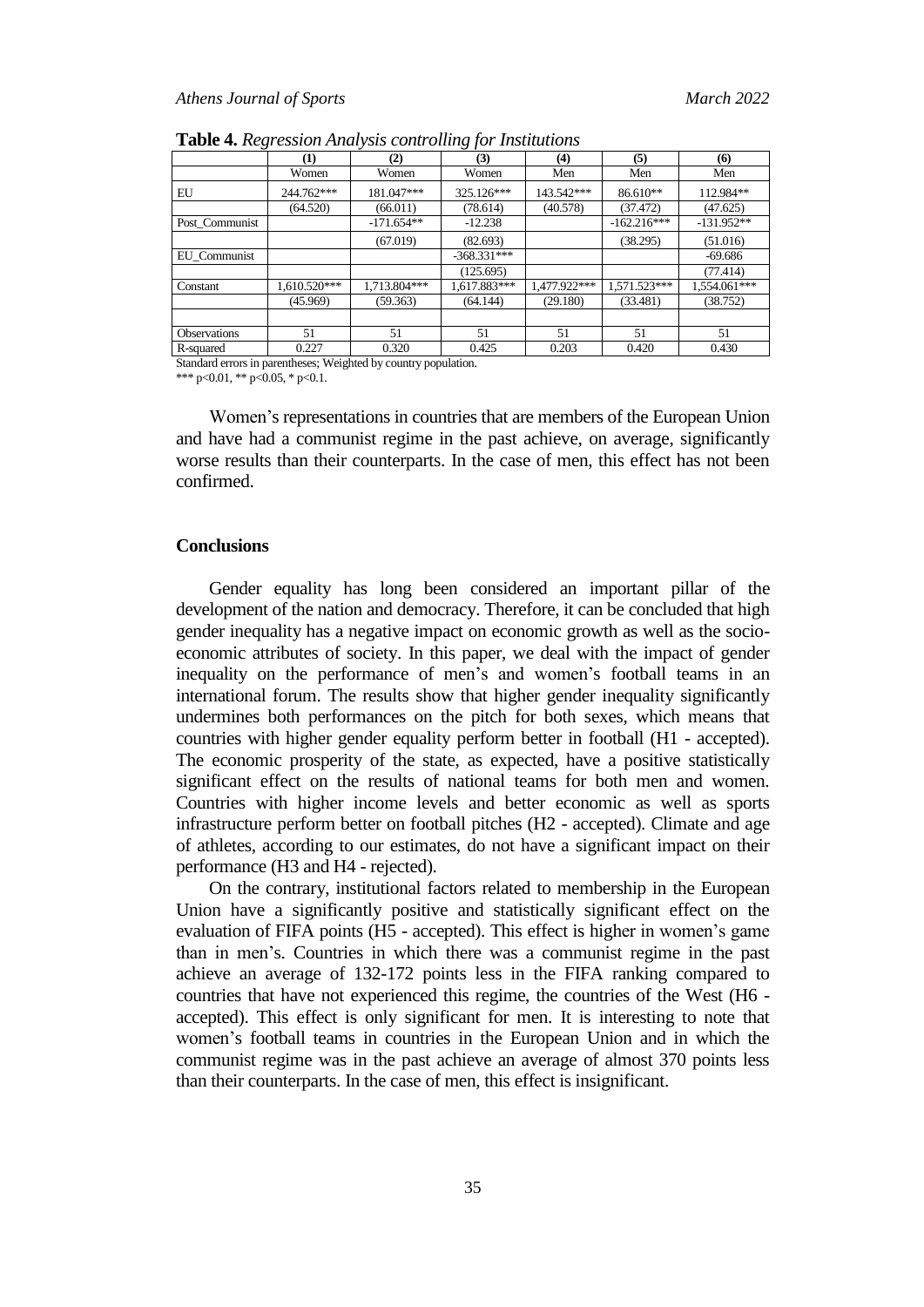**Table 4.** *Regression Analysis controlling for Institutions*

| | (1) | (2) | (3) | (4) | (5) | (6) |
|---|---|---|---|---|---|---|
| | Women | Women | Women | Men | Men | Men |
| EU | 244.762*** | 181.047*** | 325.126*** | 143.542*** | 86.610** | 112.984** |
| | (64.520) | (66.011) | (78.614) | (40.578) | (37.472) | (47.625) |
| Post_Communist | | -171.654** | -12.238 | | -162.216*** | -131.952** |
| | | (67.019) | (82.693) | | (38.295) | (51.016) |
| EU_Communist | | | -368.331*** | | | -69.686 |
| | | | (125.695) | | | (77.414) |
| Constant | 1,610.520*** | 1,713.804*** | 1,617.883*** | 1,477.922*** | 1,571.523*** | 1,554.061*** |
| | (45.969) | (59.363) | (64.144) | (29.180) | (33.481) | (38.752) |
| | | | | | | |
| Observations | 51 | 51 | 51 | 51 | 51 | 51 |
| R-squared | 0.227 | 0.320 | 0.425 | 0.203 | 0.420 | 0.430 |

Standard errors in parentheses; Weighted by country population.
*** p<0.01, ** p<0.05, * p<0.1.

Women's representations in countries that are members of the European Union and have had a communist regime in the past achieve, on average, significantly worse results than their counterparts. In the case of men, this effect has not been confirmed.

## Conclusions

Gender equality has long been considered an important pillar of the development of the nation and democracy. Therefore, it can be concluded that high gender inequality has a negative impact on economic growth as well as the socio-economic attributes of society. In this paper, we deal with the impact of gender inequality on the performance of men's and women's football teams in an international forum. The results show that higher gender inequality significantly undermines both performances on the pitch for both sexes, which means that countries with higher gender equality perform better in football (H1 - accepted). The economic prosperity of the state, as expected, have a positive statistically significant effect on the results of national teams for both men and women. Countries with higher income levels and better economic as well as sports infrastructure perform better on football pitches (H2 - accepted). Climate and age of athletes, according to our estimates, do not have a significant impact on their performance (H3 and H4 - rejected).

On the contrary, institutional factors related to membership in the European Union have a significantly positive and statistically significant effect on the evaluation of FIFA points (H5 - accepted). This effect is higher in women's game than in men's. Countries in which there was a communist regime in the past achieve an average of 132-172 points less in the FIFA ranking compared to countries that have not experienced this regime, the countries of the West (H6 - accepted). This effect is only significant for men. It is interesting to note that women's football teams in countries in the European Union and in which the communist regime was in the past achieve an average of almost 370 points less than their counterparts. In the case of men, this effect is insignificant.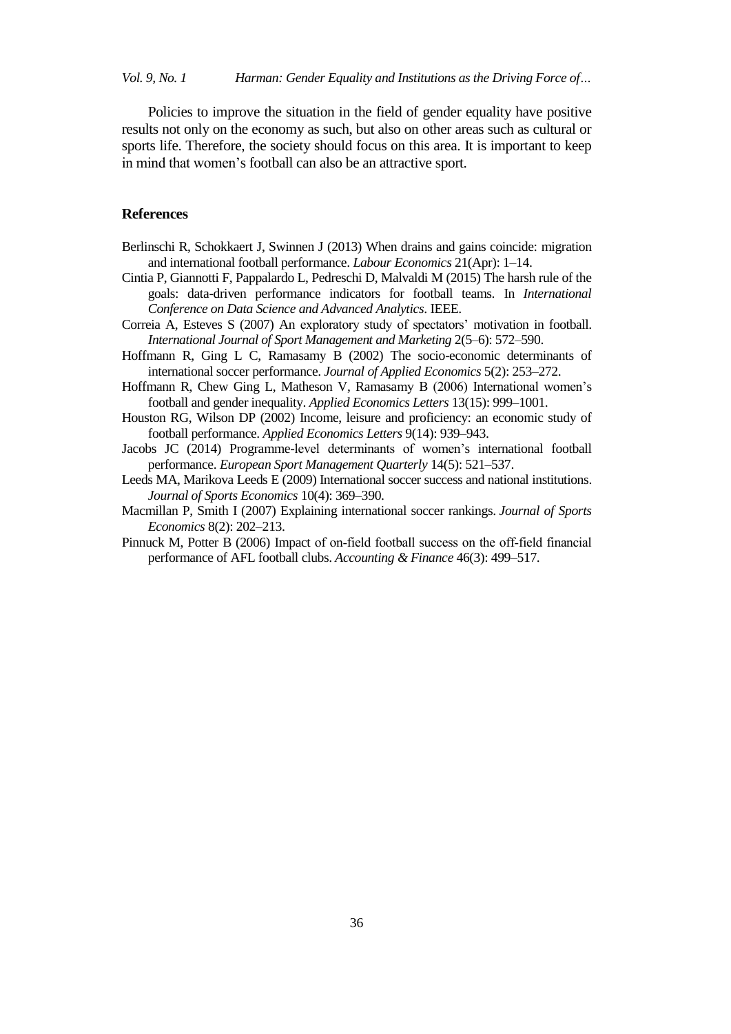Policies to improve the situation in the field of gender equality have positive results not only on the economy as such, but also on other areas such as cultural or sports life. Therefore, the society should focus on this area. It is important to keep in mind that women's football can also be an attractive sport.

## References

Berlinschi R, Schokkaert J, Swinnen J (2013) When drains and gains coincide: migration and international football performance. *Labour Economics* 21(Apr): 1–14.

Cintia P, Giannotti F, Pappalardo L, Pedreschi D, Malvaldi M (2015) The harsh rule of the goals: data-driven performance indicators for football teams. In *International Conference on Data Science and Advanced Analytics*. IEEE.

Correia A, Esteves S (2007) An exploratory study of spectators' motivation in football. *International Journal of Sport Management and Marketing* 2(5–6): 572–590.

Hoffmann R, Ging L C, Ramasamy B (2002) The socio-economic determinants of international soccer performance. *Journal of Applied Economics* 5(2): 253–272.

Hoffmann R, Chew Ging L, Matheson V, Ramasamy B (2006) International women's football and gender inequality. *Applied Economics Letters* 13(15): 999–1001.

Houston RG, Wilson DP (2002) Income, leisure and proficiency: an economic study of football performance. *Applied Economics Letters* 9(14): 939–943.

Jacobs JC (2014) Programme-level determinants of women's international football performance. *European Sport Management Quarterly* 14(5): 521–537.

Leeds MA, Marikova Leeds E (2009) International soccer success and national institutions. *Journal of Sports Economics* 10(4): 369–390.

Macmillan P, Smith I (2007) Explaining international soccer rankings. *Journal of Sports Economics* 8(2): 202–213.

Pinnuck M, Potter B (2006) Impact of on-field football success on the off-field financial performance of AFL football clubs. *Accounting & Finance* 46(3): 499–517.